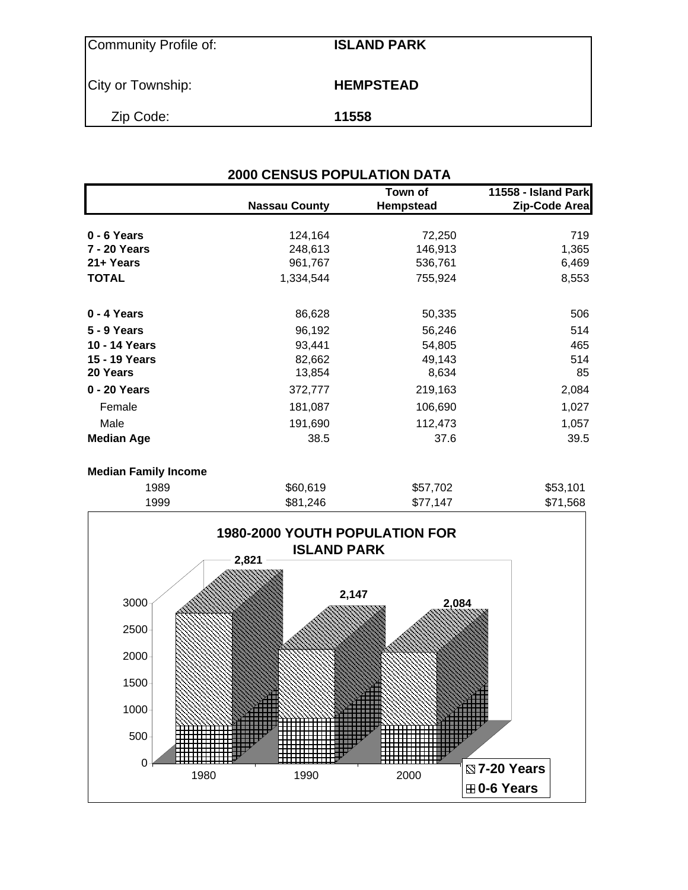| Community Profile of: | ISLAND PARK |
|---|---|
| City or Township: | HEMPSTEAD |
| Zip Code: | 11558 |

## 2000 CENSUS POPULATION DATA

| | Nassau County | Town of Hempstead | 11558 - Island Park Zip-Code Area |
|---|---|---|---|
| **0 - 6 Years** | 124,164 | 72,250 | 719 |
| **7 - 20 Years** | 248,613 | 146,913 | 1,365 |
| **21+ Years** | 961,767 | 536,761 | 6,469 |
| **TOTAL** | 1,334,544 | 755,924 | 8,553 |
| | | | |
| **0 - 4 Years** | 86,628 | 50,335 | 506 |
| **5 - 9 Years** | 96,192 | 56,246 | 514 |
| **10 - 14 Years** | 93,441 | 54,805 | 465 |
| **15 - 19 Years** | 82,662 | 49,143 | 514 |
| **20 Years** | 13,854 | 8,634 | 85 |
| **0 - 20 Years** | 372,777 | 219,163 | 2,084 |
| Female | 181,087 | 106,690 | 1,027 |
| Male | 191,690 | 112,473 | 1,057 |
| **Median Age** | 38.5 | 37.6 | 39.5 |
| | | | |
| **Median Family Income** | | | |
| 1989 | $60,619 | $57,702 | $53,101 |
| 1999 | $81,246 | $77,147 | $71,568 |

**1980-2000 YOUTH POPULATION FOR ISLAND PARK**

| Year | Total (0-20 Years) |
|---|---|
| 1980 | 2,821 |
| 1990 | 2,147 |
| 2000 | 2,084 |

Legend: 7-20 Years; 0-6 Years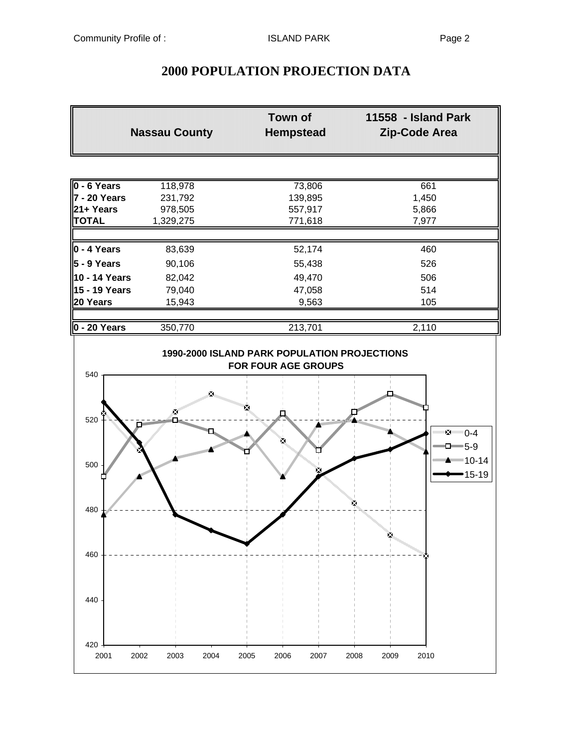# 2000 POPULATION PROJECTION DATA

| | Nassau County | Town of Hempstead | 11558 - Island Park Zip-Code Area |
|---|---|---|---|
| **0 - 6 Years** | 118,978 | 73,806 | 661 |
| **7 - 20 Years** | 231,792 | 139,895 | 1,450 |
| **21+ Years** | 978,505 | 557,917 | 5,866 |
| **TOTAL** | 1,329,275 | 771,618 | 7,977 |
| | | | |
| **0 - 4 Years** | 83,639 | 52,174 | 460 |
| **5 - 9 Years** | 90,106 | 55,438 | 526 |
| **10 - 14 Years** | 82,042 | 49,470 | 506 |
| **15 - 19 Years** | 79,040 | 47,058 | 514 |
| **20 Years** | 15,943 | 9,563 | 105 |
| | | | |
| **0 - 20 Years** | 350,770 | 213,701 | 2,110 |

**1990-2000 ISLAND PARK POPULATION PROJECTIONS FOR FOUR AGE GROUPS**

| Year | 0-4 | 5-9 | 10-14 | 15-19 |
|---|---|---|---|---|
| 2001 | 523 | 495 | 478 | 528 |
| 2002 | 507 | 518 | 495 | 510 |
| 2003 | 524 | 520 | 503 | 478 |
| 2004 | 532 | 515 | 507 | 471 |
| 2005 | 526 | 506 | 514 | 465 |
| 2006 | 511 | 523 | 495 | 478 |
| 2007 | 498 | 507 | 518 | 495 |
| 2008 | 483 | 524 | 520 | 503 |
| 2009 | 469 | 532 | 515 | 507 |
| 2010 | 460 | 526 | 506 | 514 |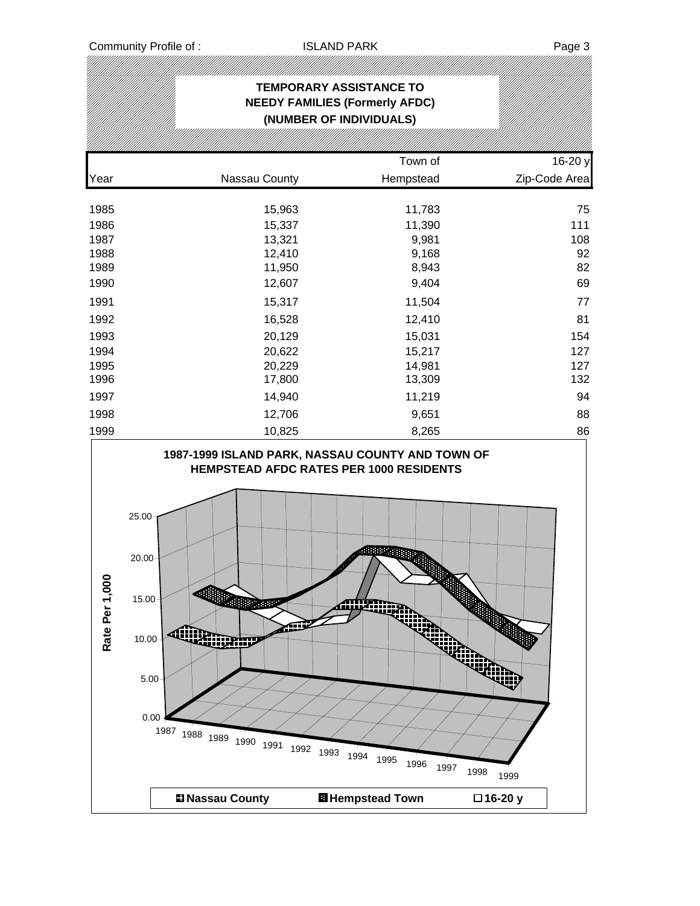# TEMPORARY ASSISTANCE TO NEEDY FAMILIES (Formerly AFDC) (NUMBER OF INDIVIDUALS)

| Year | Nassau County | Town of Hempstead | 16-20 y Zip-Code Area |
|---|---|---|---|
| 1985 | 15,963 | 11,783 | 75 |
| 1986 | 15,337 | 11,390 | 111 |
| 1987 | 13,321 | 9,981 | 108 |
| 1988 | 12,410 | 9,168 | 92 |
| 1989 | 11,950 | 8,943 | 82 |
| 1990 | 12,607 | 9,404 | 69 |
| 1991 | 15,317 | 11,504 | 77 |
| 1992 | 16,528 | 12,410 | 81 |
| 1993 | 20,129 | 15,031 | 154 |
| 1994 | 20,622 | 15,217 | 127 |
| 1995 | 20,229 | 14,981 | 127 |
| 1996 | 17,800 | 13,309 | 132 |
| 1997 | 14,940 | 11,219 | 94 |
| 1998 | 12,706 | 9,651 | 88 |
| 1999 | 10,825 | 8,265 | 86 |

**1987-1999 ISLAND PARK, NASSAU COUNTY AND TOWN OF HEMPSTEAD AFDC RATES PER 1000 RESIDENTS**

Rate Per 1,000 (0.00–25.00), years 1987–1999

Legend: Nassau County, Hempstead Town, 16-20 y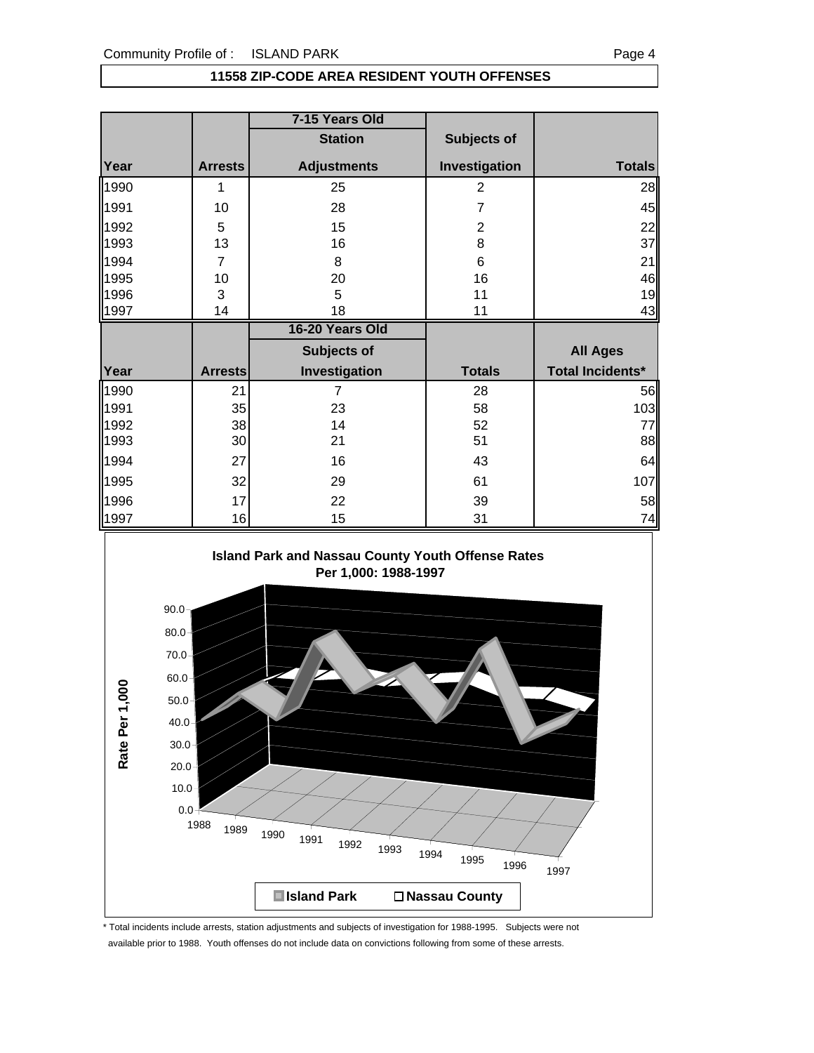## 11558 ZIP-CODE AREA RESIDENT YOUTH OFFENSES

| | | 7-15 Years Old | | |
|---|---|---|---|---|
| | | Station | Subjects of | |
| Year | Arrests | Adjustments | Investigation | Totals |
| 1990 | 1 | 25 | 2 | 28 |
| 1991 | 10 | 28 | 7 | 45 |
| 1992 | 5 | 15 | 2 | 22 |
| 1993 | 13 | 16 | 8 | 37 |
| 1994 | 7 | 8 | 6 | 21 |
| 1995 | 10 | 20 | 16 | 46 |
| 1996 | 3 | 5 | 11 | 19 |
| 1997 | 14 | 18 | 11 | 43 |

| | | 16-20 Years Old | | |
|---|---|---|---|---|
| | | Subjects of | | All Ages |
| Year | Arrests | Investigation | Totals | Total Incidents* |
| 1990 | 21 | 7 | 28 | 56 |
| 1991 | 35 | 23 | 58 | 103 |
| 1992 | 38 | 14 | 52 | 77 |
| 1993 | 30 | 21 | 51 | 88 |
| 1994 | 27 | 16 | 43 | 64 |
| 1995 | 32 | 29 | 61 | 107 |
| 1996 | 17 | 22 | 39 | 58 |
| 1997 | 16 | 15 | 31 | 74 |

**Island Park and Nassau County Youth Offense Rates Per 1,000: 1988-1997**

Rate Per 1,000

Island Park / Nassau County

\* Total incidents include arrests, station adjustments and subjects of investigation for 1988-1995. Subjects were not available prior to 1988. Youth offenses do not include data on convictions following from some of these arrests.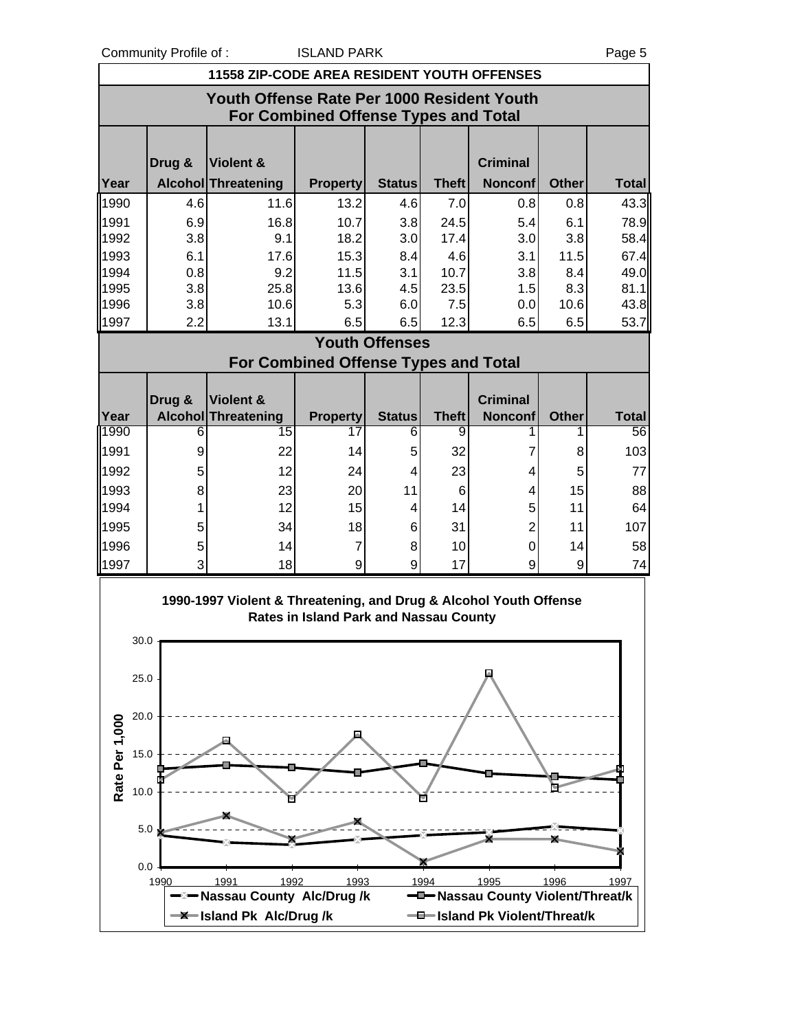## 11558 ZIP-CODE AREA RESIDENT YOUTH OFFENSES

### Youth Offense Rate Per 1000 Resident Youth For Combined Offense Types and Total

| Year | Drug & Alcohol | Violent & Threatening | Property | Status | Theft | Criminal Nonconf | Other | Total |
|---|---|---|---|---|---|---|---|---|
| 1990 | 4.6 | 11.6 | 13.2 | 4.6 | 7.0 | 0.8 | 0.8 | 43.3 |
| 1991 | 6.9 | 16.8 | 10.7 | 3.8 | 24.5 | 5.4 | 6.1 | 78.9 |
| 1992 | 3.8 | 9.1 | 18.2 | 3.0 | 17.4 | 3.0 | 3.8 | 58.4 |
| 1993 | 6.1 | 17.6 | 15.3 | 8.4 | 4.6 | 3.1 | 11.5 | 67.4 |
| 1994 | 0.8 | 9.2 | 11.5 | 3.1 | 10.7 | 3.8 | 8.4 | 49.0 |
| 1995 | 3.8 | 25.8 | 13.6 | 4.5 | 23.5 | 1.5 | 8.3 | 81.1 |
| 1996 | 3.8 | 10.6 | 5.3 | 6.0 | 7.5 | 0.0 | 10.6 | 43.8 |
| 1997 | 2.2 | 13.1 | 6.5 | 6.5 | 12.3 | 6.5 | 6.5 | 53.7 |

### Youth Offenses For Combined Offense Types and Total

| Year | Drug & Alcohol | Violent & Threatening | Property | Status | Theft | Criminal Nonconf | Other | Total |
|---|---|---|---|---|---|---|---|---|
| 1990 | 6 | 15 | 17 | 6 | 9 | 1 | 1 | 56 |
| 1991 | 9 | 22 | 14 | 5 | 32 | 7 | 8 | 103 |
| 1992 | 5 | 12 | 24 | 4 | 23 | 4 | 5 | 77 |
| 1993 | 8 | 23 | 20 | 11 | 6 | 4 | 15 | 88 |
| 1994 | 1 | 12 | 15 | 4 | 14 | 5 | 11 | 64 |
| 1995 | 5 | 34 | 18 | 6 | 31 | 2 | 11 | 107 |
| 1996 | 5 | 14 | 7 | 8 | 10 | 0 | 14 | 58 |
| 1997 | 3 | 18 | 9 | 9 | 17 | 9 | 9 | 74 |

**1990-1997 Violent & Threatening, and Drug & Alcohol Youth Offense Rates in Island Park and Nassau County**

Rate Per 1,000

Legend: Nassau County Alc/Drug /k; Nassau County Violent/Threat/k; Island Pk Alc/Drug /k; Island Pk Violent/Threat/k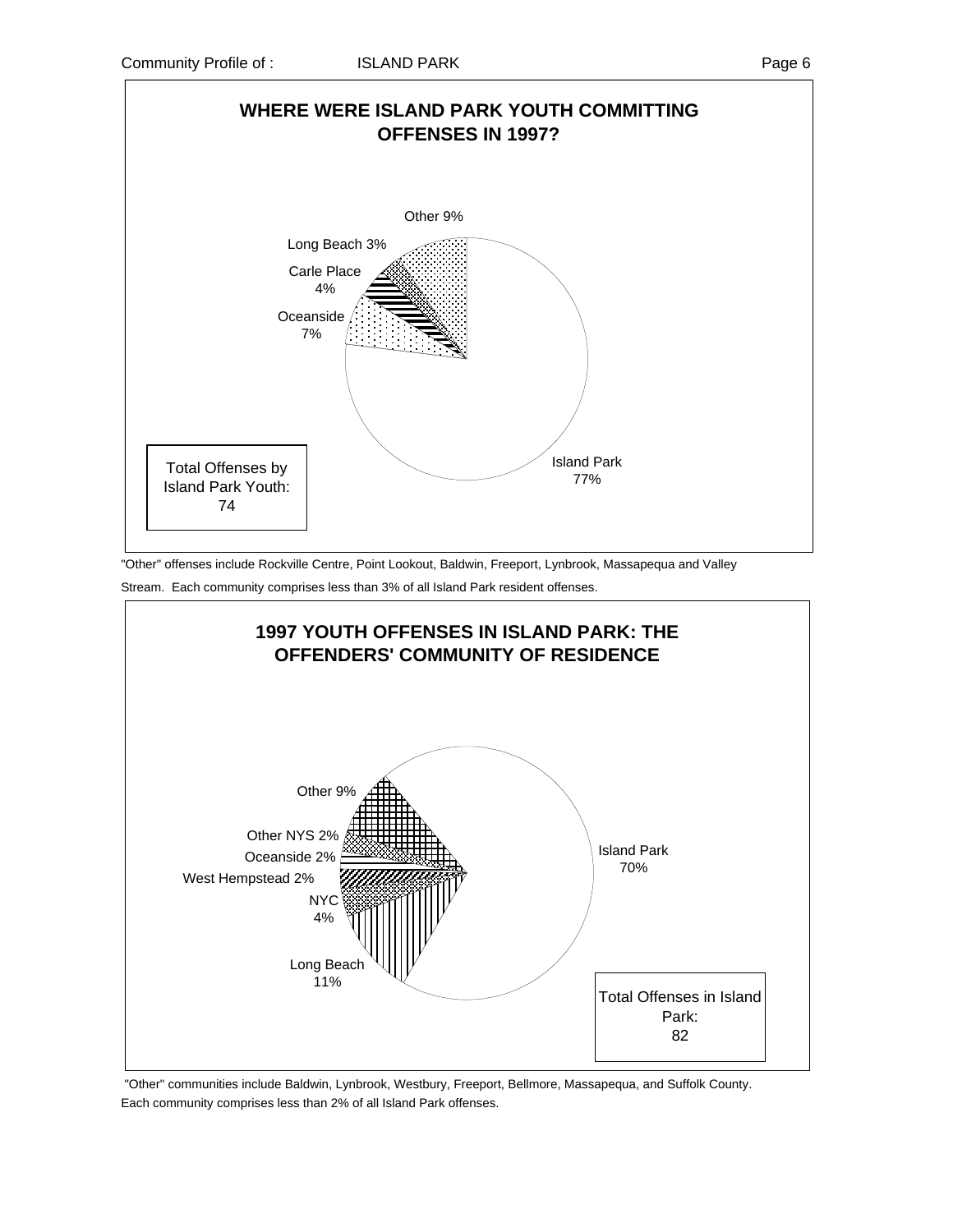## WHERE WERE ISLAND PARK YOUTH COMMITTING OFFENSES IN 1997?

| Community | Percent |
|---|---|
| Island Park | 77% |
| Oceanside | 7% |
| Carle Place | 4% |
| Long Beach | 3% |
| Other | 9% |

Total Offenses by Island Park Youth: 74

"Other" offenses include Rockville Centre, Point Lookout, Baldwin, Freeport, Lynbrook, Massapequa and Valley Stream. Each community comprises less than 3% of all Island Park resident offenses.

## 1997 YOUTH OFFENSES IN ISLAND PARK: THE OFFENDERS' COMMUNITY OF RESIDENCE

| Community | Percent |
|---|---|
| Island Park | 70% |
| Long Beach | 11% |
| NYC | 4% |
| West Hempstead | 2% |
| Oceanside | 2% |
| Other NYS | 2% |
| Other | 9% |

Total Offenses in Island Park: 82

"Other" communities include Baldwin, Lynbrook, Westbury, Freeport, Bellmore, Massapequa, and Suffolk County. Each community comprises less than 2% of all Island Park offenses.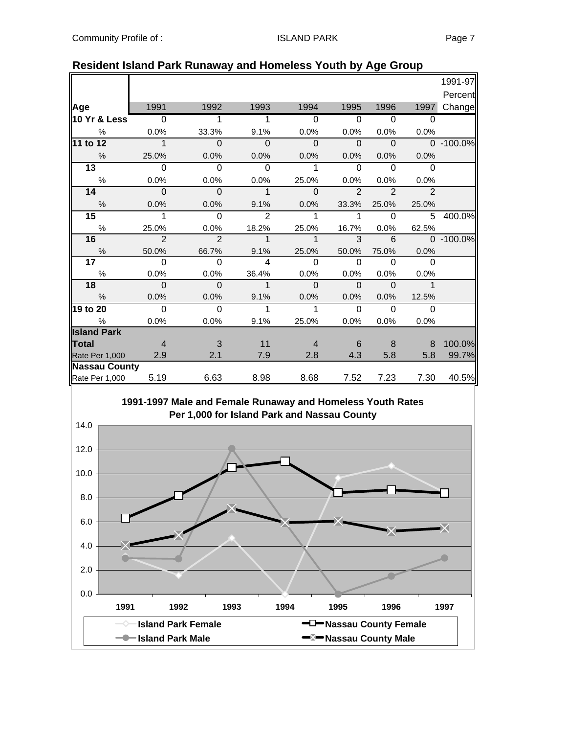## Resident Island Park Runaway and Homeless Youth by Age Group

| Age | 1991 | 1992 | 1993 | 1994 | 1995 | 1996 | 1997 | 1991-97 Percent Change |
|---|---|---|---|---|---|---|---|---|
| **10 Yr & Less** | 0 | 1 | 1 | 0 | 0 | 0 | 0 | |
| % | 0.0% | 33.3% | 9.1% | 0.0% | 0.0% | 0.0% | 0.0% | |
| **11 to 12** | 1 | 0 | 0 | 0 | 0 | 0 | 0 | -100.0% |
| % | 25.0% | 0.0% | 0.0% | 0.0% | 0.0% | 0.0% | 0.0% | |
| **13** | 0 | 0 | 0 | 1 | 0 | 0 | 0 | |
| % | 0.0% | 0.0% | 0.0% | 25.0% | 0.0% | 0.0% | 0.0% | |
| **14** | 0 | 0 | 1 | 0 | 2 | 2 | 2 | |
| % | 0.0% | 0.0% | 9.1% | 0.0% | 33.3% | 25.0% | 25.0% | |
| **15** | 1 | 0 | 2 | 1 | 1 | 0 | 5 | 400.0% |
| % | 25.0% | 0.0% | 18.2% | 25.0% | 16.7% | 0.0% | 62.5% | |
| **16** | 2 | 2 | 1 | 1 | 3 | 6 | 0 | -100.0% |
| % | 50.0% | 66.7% | 9.1% | 25.0% | 50.0% | 75.0% | 0.0% | |
| **17** | 0 | 0 | 4 | 0 | 0 | 0 | 0 | |
| % | 0.0% | 0.0% | 36.4% | 0.0% | 0.0% | 0.0% | 0.0% | |
| **18** | 0 | 0 | 1 | 0 | 0 | 0 | 1 | |
| % | 0.0% | 0.0% | 9.1% | 0.0% | 0.0% | 0.0% | 12.5% | |
| **19 to 20** | 0 | 0 | 1 | 1 | 0 | 0 | 0 | |
| % | 0.0% | 0.0% | 9.1% | 25.0% | 0.0% | 0.0% | 0.0% | |
| **Island Park** | | | | | | | | |
| **Total** | 4 | 3 | 11 | 4 | 6 | 8 | 8 | 100.0% |
| Rate Per 1,000 | 2.9 | 2.1 | 7.9 | 2.8 | 4.3 | 5.8 | 5.8 | 99.7% |
| **Nassau County** | | | | | | | | |
| Rate Per 1,000 | 5.19 | 6.63 | 8.98 | 8.68 | 7.52 | 7.23 | 7.30 | 40.5% |

**1991-1997 Male and Female Runaway and Homeless Youth Rates Per 1,000 for Island Park and Nassau County**

Legend: Island Park Female; Island Park Male; Nassau County Female; Nassau County Male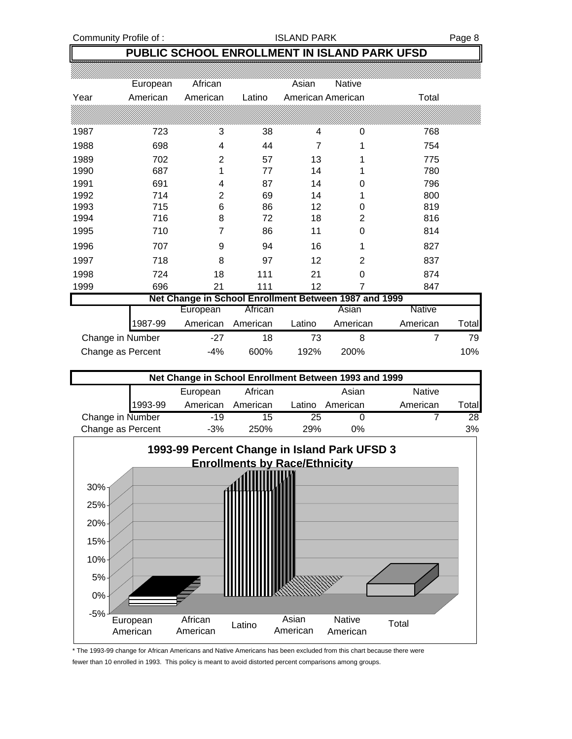# PUBLIC SCHOOL ENROLLMENT IN ISLAND PARK UFSD

| Year | European American | African American | Latino | Asian American | Native American | Total |
|---|---|---|---|---|---|---|
| 1987 | 723 | 3 | 38 | 4 | 0 | 768 |
| 1988 | 698 | 4 | 44 | 7 | 1 | 754 |
| 1989 | 702 | 2 | 57 | 13 | 1 | 775 |
| 1990 | 687 | 1 | 77 | 14 | 1 | 780 |
| 1991 | 691 | 4 | 87 | 14 | 0 | 796 |
| 1992 | 714 | 2 | 69 | 14 | 1 | 800 |
| 1993 | 715 | 6 | 86 | 12 | 0 | 819 |
| 1994 | 716 | 8 | 72 | 18 | 2 | 816 |
| 1995 | 710 | 7 | 86 | 11 | 0 | 814 |
| 1996 | 707 | 9 | 94 | 16 | 1 | 827 |
| 1997 | 718 | 8 | 97 | 12 | 2 | 837 |
| 1998 | 724 | 18 | 111 | 21 | 0 | 874 |
| 1999 | 696 | 21 | 111 | 12 | 7 | 847 |

**Net Change in School Enrollment Between 1987 and 1999**

| 1987-99 | European American | African American | Latino | Asian American | Native American | Total |
|---|---|---|---|---|---|---|
| Change in Number | -27 | 18 | 73 | 8 | 7 | 79 |
| Change as Percent | -4% | 600% | 192% | 200% | | 10% |

**Net Change in School Enrollment Between 1993 and 1999**

| 1993-99 | European American | African American | Latino | Asian American | Native American | Total |
|---|---|---|---|---|---|---|
| Change in Number | -19 | 15 | 25 | 0 | 7 | 28 |
| Change as Percent | -3% | 250% | 29% | 0% | | 3% |

**1993-99 Percent Change in Island Park UFSD 3 Enrollments by Race/Ethnicity**

\* The 1993-99 change for African Americans and Native Americans has been excluded from this chart because there were fewer than 10 enrolled in 1993. This policy is meant to avoid distorted percent comparisons among groups.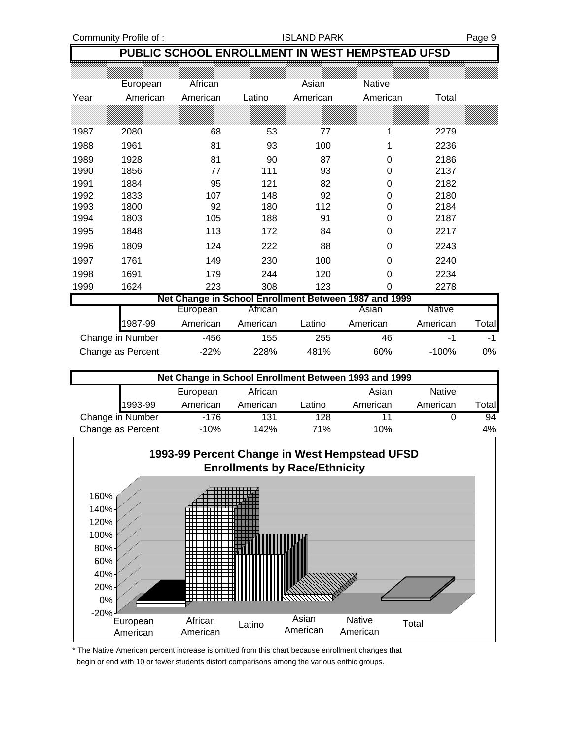## PUBLIC SCHOOL ENROLLMENT IN WEST HEMPSTEAD UFSD

| Year | European American | African American | Latino | Asian American | Native American | Total |
|---|---|---|---|---|---|---|
| 1987 | 2080 | 68 | 53 | 77 | 1 | 2279 |
| 1988 | 1961 | 81 | 93 | 100 | 1 | 2236 |
| 1989 | 1928 | 81 | 90 | 87 | 0 | 2186 |
| 1990 | 1856 | 77 | 111 | 93 | 0 | 2137 |
| 1991 | 1884 | 95 | 121 | 82 | 0 | 2182 |
| 1992 | 1833 | 107 | 148 | 92 | 0 | 2180 |
| 1993 | 1800 | 92 | 180 | 112 | 0 | 2184 |
| 1994 | 1803 | 105 | 188 | 91 | 0 | 2187 |
| 1995 | 1848 | 113 | 172 | 84 | 0 | 2217 |
| 1996 | 1809 | 124 | 222 | 88 | 0 | 2243 |
| 1997 | 1761 | 149 | 230 | 100 | 0 | 2240 |
| 1998 | 1691 | 179 | 244 | 120 | 0 | 2234 |
| 1999 | 1624 | 223 | 308 | 123 | 0 | 2278 |

### Net Change in School Enrollment Between 1987 and 1999

| 1987-99 | European American | African American | Latino | Asian American | Native American | Total |
|---|---|---|---|---|---|---|
| Change in Number | -456 | 155 | 255 | 46 | -1 | -1 |
| Change as Percent | -22% | 228% | 481% | 60% | -100% | 0% |

### Net Change in School Enrollment Between 1993 and 1999

| 1993-99 | European American | African American | Latino | Asian American | Native American | Total |
|---|---|---|---|---|---|---|
| Change in Number | -176 | 131 | 128 | 11 | 0 | 94 |
| Change as Percent | -10% | 142% | 71% | 10% | | 4% |

**1993-99 Percent Change in West Hempstead UFSD Enrollments by Race/Ethnicity**

\* The Native American percent increase is omitted from this chart because enrollment changes that begin or end with 10 or fewer students distort comparisons among the various enthic groups.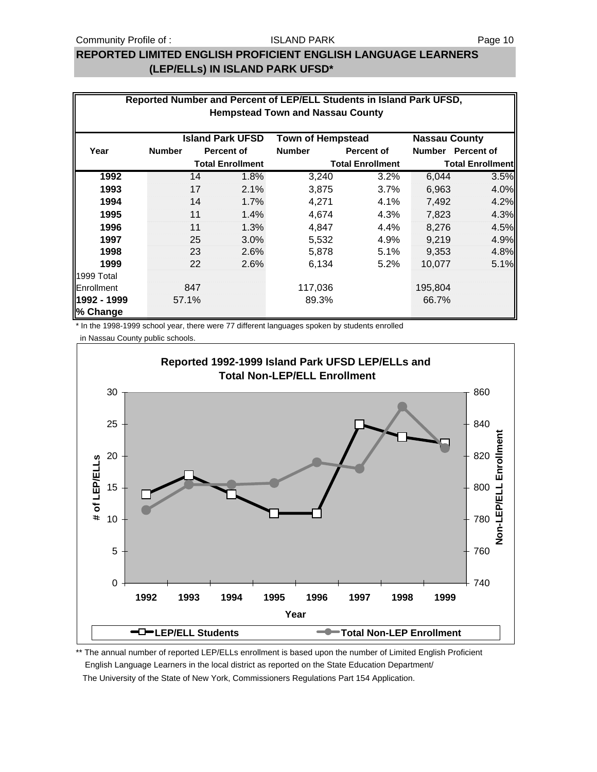## REPORTED LIMITED ENGLISH PROFICIENT ENGLISH LANGUAGE LEARNERS (LEP/ELLs) IN ISLAND PARK UFSD*

**Reported Number and Percent of LEP/ELL Students in Island Park UFSD, Hempstead Town and Nassau County**

| Year | Island Park UFSD | | Town of Hempstead | | Nassau County | |
|---|---|---|---|---|---|---|
| | Number | Percent of Total Enrollment | Number | Percent of Total Enrollment | Number | Percent of Total Enrollment |
| **1992** | 14 | 1.8% | 3,240 | 3.2% | 6,044 | 3.5% |
| **1993** | 17 | 2.1% | 3,875 | 3.7% | 6,963 | 4.0% |
| **1994** | 14 | 1.7% | 4,271 | 4.1% | 7,492 | 4.2% |
| **1995** | 11 | 1.4% | 4,674 | 4.3% | 7,823 | 4.3% |
| **1996** | 11 | 1.3% | 4,847 | 4.4% | 8,276 | 4.5% |
| **1997** | 25 | 3.0% | 5,532 | 4.9% | 9,219 | 4.9% |
| **1998** | 23 | 2.6% | 5,878 | 5.1% | 9,353 | 4.8% |
| **1999** | 22 | 2.6% | 6,134 | 5.2% | 10,077 | 5.1% |
| 1999 Total Enrollment | 847 | | 117,036 | | 195,804 | |
| **1992 - 1999 % Change** | 57.1% | | 89.3% | | 66.7% | |

\* In the 1998-1999 school year, there were 77 different languages spoken by students enrolled in Nassau County public schools.

**Reported 1992-1999 Island Park UFSD LEP/ELLs and Total Non-LEP/ELL Enrollment**

\*\* The annual number of reported LEP/ELLs enrollment is based upon the number of Limited English Proficient English Language Learners in the local district as reported on the State Education Department/ The University of the State of New York, Commissioners Regulations Part 154 Application.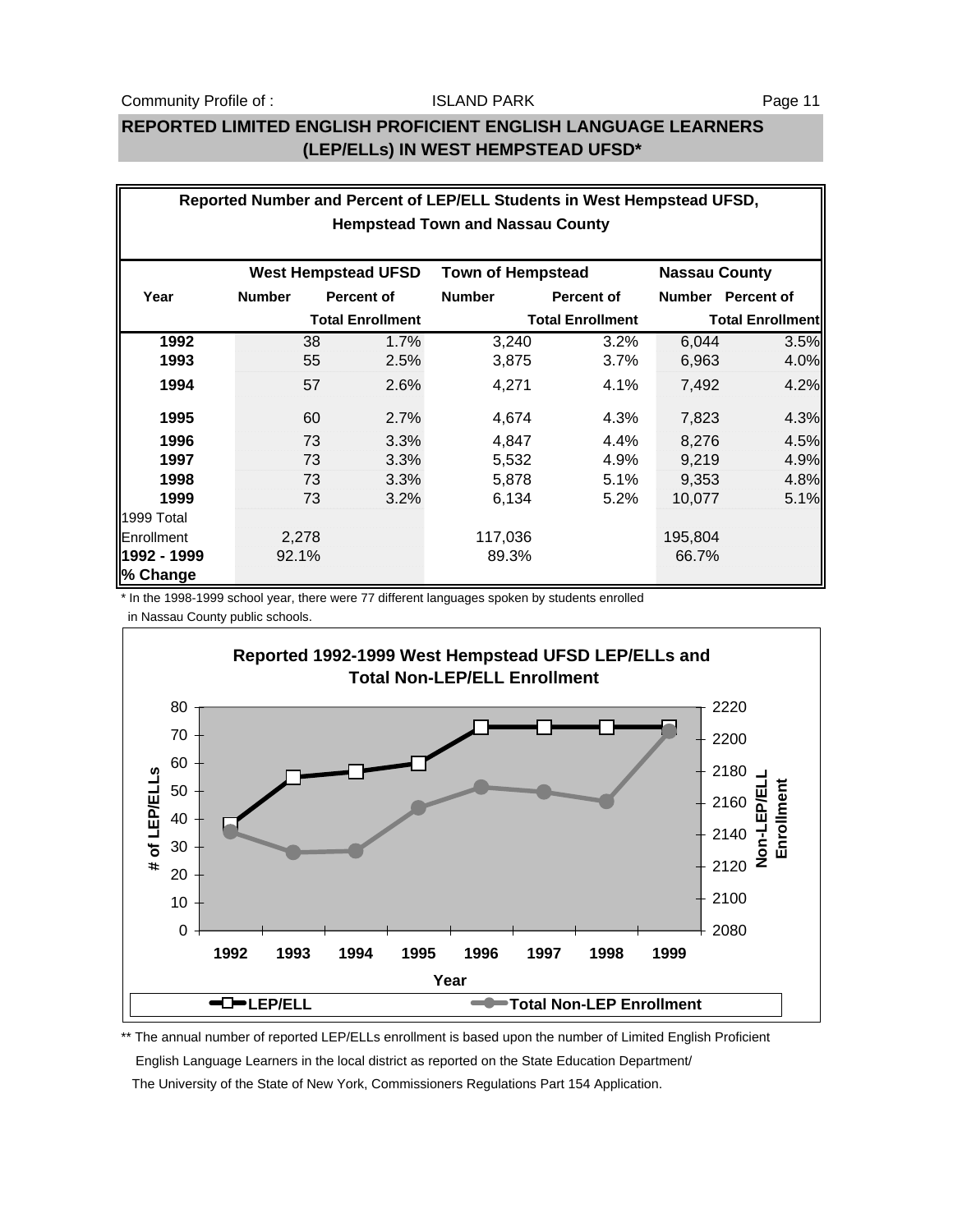## REPORTED LIMITED ENGLISH PROFICIENT ENGLISH LANGUAGE LEARNERS (LEP/ELLs) IN WEST HEMPSTEAD UFSD*

**Reported Number and Percent of LEP/ELL Students in West Hempstead UFSD, Hempstead Town and Nassau County**

| Year | West Hempstead UFSD | | Town of Hempstead | | Nassau County | |
|---|---|---|---|---|---|---|
| | Number | Percent of Total Enrollment | Number | Percent of Total Enrollment | Number | Percent of Total Enrollment |
| **1992** | 38 | 1.7% | 3,240 | 3.2% | 6,044 | 3.5% |
| **1993** | 55 | 2.5% | 3,875 | 3.7% | 6,963 | 4.0% |
| **1994** | 57 | 2.6% | 4,271 | 4.1% | 7,492 | 4.2% |
| **1995** | 60 | 2.7% | 4,674 | 4.3% | 7,823 | 4.3% |
| **1996** | 73 | 3.3% | 4,847 | 4.4% | 8,276 | 4.5% |
| **1997** | 73 | 3.3% | 5,532 | 4.9% | 9,219 | 4.9% |
| **1998** | 73 | 3.3% | 5,878 | 5.1% | 9,353 | 4.8% |
| **1999** | 73 | 3.2% | 6,134 | 5.2% | 10,077 | 5.1% |
| 1999 Total Enrollment | 2,278 | | 117,036 | | 195,804 | |
| **1992 - 1999 % Change** | 92.1% | | 89.3% | | 66.7% | |

* In the 1998-1999 school year, there were 77 different languages spoken by students enrolled in Nassau County public schools.

**Reported 1992-1999 West Hempstead UFSD LEP/ELLs and Total Non-LEP/ELL Enrollment**

| Year | 1992 | 1993 | 1994 | 1995 | 1996 | 1997 | 1998 | 1999 |
|---|---|---|---|---|---|---|---|---|
| LEP/ELL | 38 | 55 | 57 | 60 | 73 | 73 | 73 | 73 |

Axes: # of LEP/ELLs (0–80); Non-LEP/ELL Enrollment (2080–2220); Year. Legend: LEP/ELL; Total Non-LEP Enrollment

** The annual number of reported LEP/ELLs enrollment is based upon the number of Limited English Proficient English Language Learners in the local district as reported on the State Education Department/ The University of the State of New York, Commissioners Regulations Part 154 Application.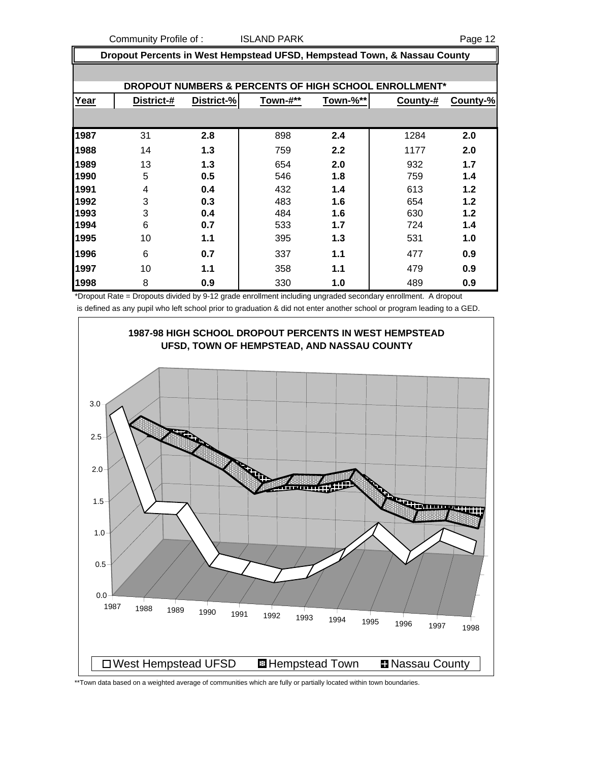## Dropout Percents in West Hempstead UFSD, Hempstead Town, & Nassau County

**DROPOUT NUMBERS & PERCENTS OF HIGH SCHOOL ENROLLMENT***

| Year | District-# | District-% | Town-#** | Town-%** | County-# | County-% |
|---|---|---|---|---|---|---|
| **1987** | 31 | **2.8** | 898 | **2.4** | 1284 | **2.0** |
| **1988** | 14 | **1.3** | 759 | **2.2** | 1177 | **2.0** |
| **1989** | 13 | **1.3** | 654 | **2.0** | 932 | **1.7** |
| **1990** | 5 | **0.5** | 546 | **1.8** | 759 | **1.4** |
| **1991** | 4 | **0.4** | 432 | **1.4** | 613 | **1.2** |
| **1992** | 3 | **0.3** | 483 | **1.6** | 654 | **1.2** |
| **1993** | 3 | **0.4** | 484 | **1.6** | 630 | **1.2** |
| **1994** | 6 | **0.7** | 533 | **1.7** | 724 | **1.4** |
| **1995** | 10 | **1.1** | 395 | **1.3** | 531 | **1.0** |
| **1996** | 6 | **0.7** | 337 | **1.1** | 477 | **0.9** |
| **1997** | 10 | **1.1** | 358 | **1.1** | 479 | **0.9** |
| **1998** | 8 | **0.9** | 330 | **1.0** | 489 | **0.9** |

*Dropout Rate = Dropouts divided by 9-12 grade enrollment including ungraded secondary enrollment. A dropout is defined as any pupil who left school prior to graduation & did not enter another school or program leading to a GED.

**1987-98 HIGH SCHOOL DROPOUT PERCENTS IN WEST HEMPSTEAD UFSD, TOWN OF HEMPSTEAD, AND NASSAU COUNTY**

**Town data based on a weighted average of communities which are fully or partially located within town boundaries.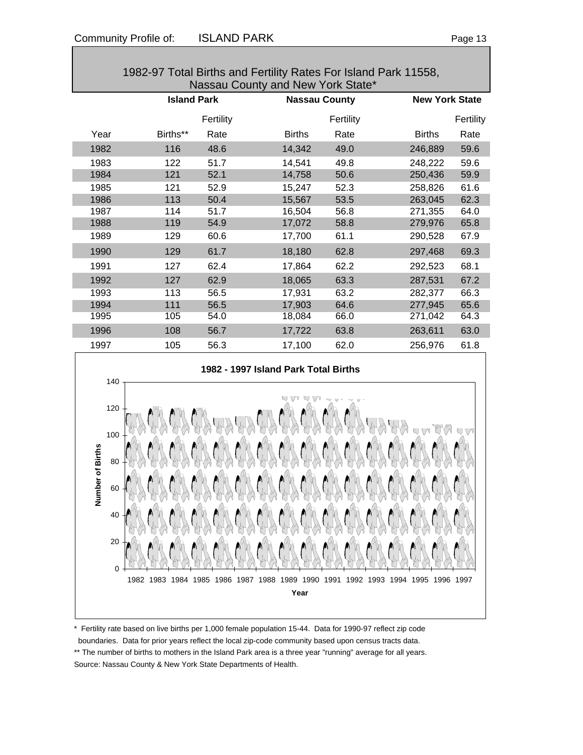## 1982-97 Total Births and Fertility Rates For Island Park 11558, Nassau County and New York State*

| | Island Park | | Nassau County | | New York State | |
|---|---|---|---|---|---|---|
| Year | Births** | Fertility Rate | Births | Fertility Rate | Births | Fertility Rate |
| 1982 | 116 | 48.6 | 14,342 | 49.0 | 246,889 | 59.6 |
| 1983 | 122 | 51.7 | 14,541 | 49.8 | 248,222 | 59.6 |
| 1984 | 121 | 52.1 | 14,758 | 50.6 | 250,436 | 59.9 |
| 1985 | 121 | 52.9 | 15,247 | 52.3 | 258,826 | 61.6 |
| 1986 | 113 | 50.4 | 15,567 | 53.5 | 263,045 | 62.3 |
| 1987 | 114 | 51.7 | 16,504 | 56.8 | 271,355 | 64.0 |
| 1988 | 119 | 54.9 | 17,072 | 58.8 | 279,976 | 65.8 |
| 1989 | 129 | 60.6 | 17,700 | 61.1 | 290,528 | 67.9 |
| 1990 | 129 | 61.7 | 18,180 | 62.8 | 297,468 | 69.3 |
| 1991 | 127 | 62.4 | 17,864 | 62.2 | 292,523 | 68.1 |
| 1992 | 127 | 62.9 | 18,065 | 63.3 | 287,531 | 67.2 |
| 1993 | 113 | 56.5 | 17,931 | 63.2 | 282,377 | 66.3 |
| 1994 | 111 | 56.5 | 17,903 | 64.6 | 277,945 | 65.6 |
| 1995 | 105 | 54.0 | 18,084 | 66.0 | 271,042 | 64.3 |
| 1996 | 108 | 56.7 | 17,722 | 63.8 | 263,611 | 63.0 |
| 1997 | 105 | 56.3 | 17,100 | 62.0 | 256,976 | 61.8 |

**1982 - 1997 Island Park Total Births**

(Chart: Number of Births by Year, 1982–1997; y-axis 0–140)

\* Fertility rate based on live births per 1,000 female population 15-44. Data for 1990-97 reflect zip code boundaries. Data for prior years reflect the local zip-code community based upon census tracts data.

** The number of births to mothers in the Island Park area is a three year "running" average for all years.

Source: Nassau County & New York State Departments of Health.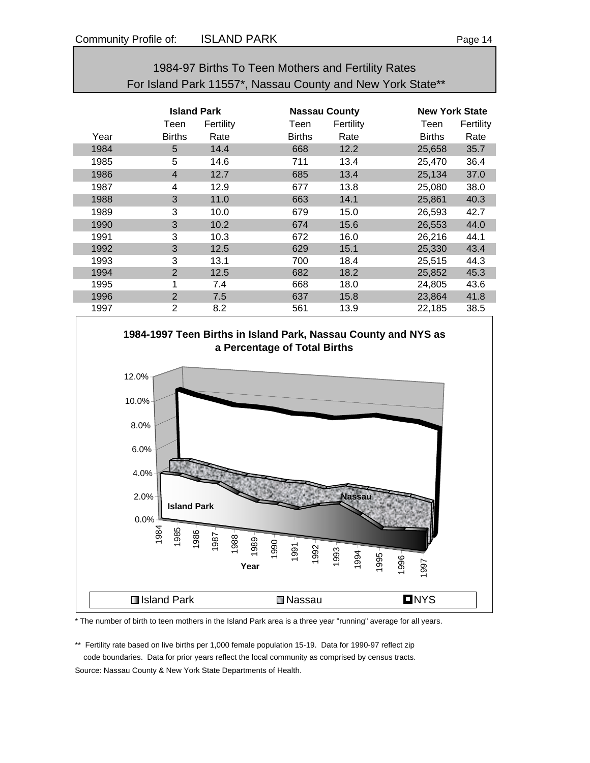## 1984-97 Births To Teen Mothers and Fertility Rates
## For Island Park 11557*, Nassau County and New York State**

| | Island Park | | Nassau County | | New York State | |
|---|---|---|---|---|---|---|
| Year | Teen Births | Fertility Rate | Teen Births | Fertility Rate | Teen Births | Fertility Rate |
| 1984 | 5 | 14.4 | 668 | 12.2 | 25,658 | 35.7 |
| 1985 | 5 | 14.6 | 711 | 13.4 | 25,470 | 36.4 |
| 1986 | 4 | 12.7 | 685 | 13.4 | 25,134 | 37.0 |
| 1987 | 4 | 12.9 | 677 | 13.8 | 25,080 | 38.0 |
| 1988 | 3 | 11.0 | 663 | 14.1 | 25,861 | 40.3 |
| 1989 | 3 | 10.0 | 679 | 15.0 | 26,593 | 42.7 |
| 1990 | 3 | 10.2 | 674 | 15.6 | 26,553 | 44.0 |
| 1991 | 3 | 10.3 | 672 | 16.0 | 26,216 | 44.1 |
| 1992 | 3 | 12.5 | 629 | 15.1 | 25,330 | 43.4 |
| 1993 | 3 | 13.1 | 700 | 18.4 | 25,515 | 44.3 |
| 1994 | 2 | 12.5 | 682 | 18.2 | 25,852 | 45.3 |
| 1995 | 1 | 7.4 | 668 | 18.0 | 24,805 | 43.6 |
| 1996 | 2 | 7.5 | 637 | 15.8 | 23,864 | 41.8 |
| 1997 | 2 | 8.2 | 561 | 13.9 | 22,185 | 38.5 |

**1984-1997 Teen Births in Island Park, Nassau County and NYS as a Percentage of Total Births**

\* The number of birth to teen mothers in the Island Park area is a three year "running" average for all years.

\*\* Fertility rate based on live births per 1,000 female population 15-19. Data for 1990-97 reflect zip code boundaries. Data for prior years reflect the local community as comprised by census tracts.

Source: Nassau County & New York State Departments of Health.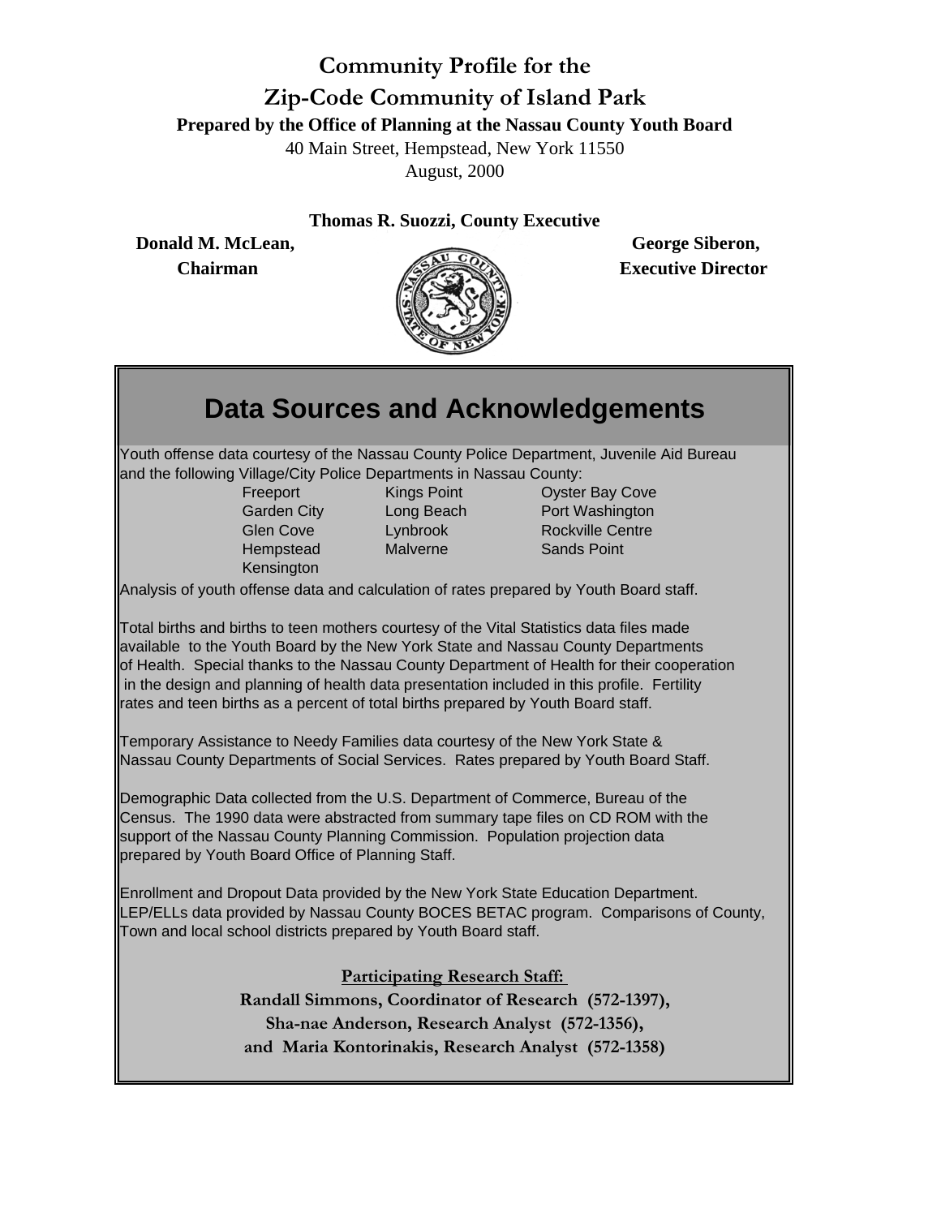# Community Profile for the

# Zip-Code Community of Island Park

**Prepared by the Office of Planning at the Nassau County Youth Board**

40 Main Street, Hempstead, New York 11550

August, 2000

**Thomas R. Suozzi, County Executive**

**Donald M. McLean, Chairman**

**George Siberon, Executive Director**

## Data Sources and Acknowledgements

Youth offense data courtesy of the Nassau County Police Department, Juvenile Aid Bureau and the following Village/City Police Departments in Nassau County:

| | | |
|---|---|---|
| Freeport | Kings Point | Oyster Bay Cove |
| Garden City | Long Beach | Port Washington |
| Glen Cove | Lynbrook | Rockville Centre |
| Hempstead | Malverne | Sands Point |
| Kensington | | |

Analysis of youth offense data and calculation of rates prepared by Youth Board staff.

Total births and births to teen mothers courtesy of the Vital Statistics data files made available to the Youth Board by the New York State and Nassau County Departments of Health. Special thanks to the Nassau County Department of Health for their cooperation in the design and planning of health data presentation included in this profile. Fertility rates and teen births as a percent of total births prepared by Youth Board staff.

Temporary Assistance to Needy Families data courtesy of the New York State & Nassau County Departments of Social Services. Rates prepared by Youth Board Staff.

Demographic Data collected from the U.S. Department of Commerce, Bureau of the Census. The 1990 data were abstracted from summary tape files on CD ROM with the support of the Nassau County Planning Commission. Population projection data prepared by Youth Board Office of Planning Staff.

Enrollment and Dropout Data provided by the New York State Education Department. LEP/ELLs data provided by Nassau County BOCES BETAC program. Comparisons of County, Town and local school districts prepared by Youth Board staff.

**Participating Research Staff:**

**Randall Simmons, Coordinator of Research (572-1397),**

**Sha-nae Anderson, Research Analyst (572-1356),**

**and Maria Kontorinakis, Research Analyst (572-1358)**